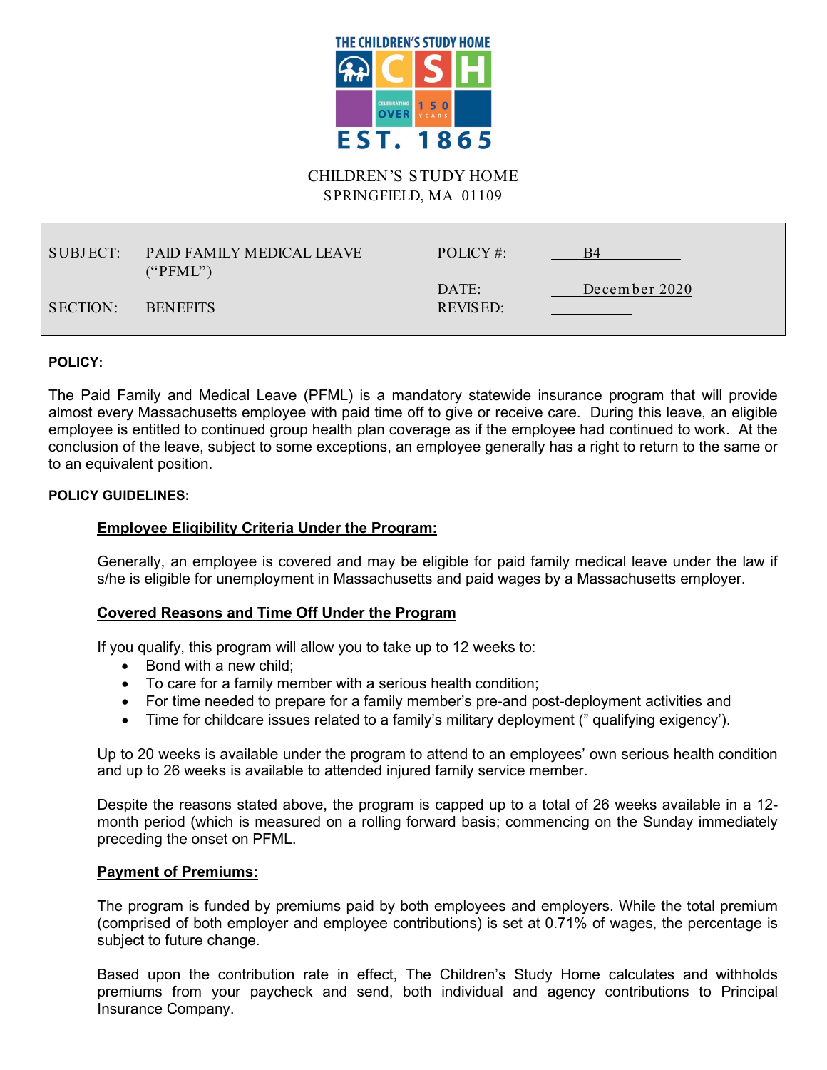CHILDREN'S STUDY HOME
SPRINGFIELD, MA 01109

| SUBJECT: | PAID FAMILY MEDICAL LEAVE ("PFML") | POLICY #: | B4 |
| --- | --- | --- | --- |
| | | DATE: | December 2020 |
| SECTION: | BENEFITS | REVISED: | |

**POLICY:**

The Paid Family and Medical Leave (PFML) is a mandatory statewide insurance program that will provide almost every Massachusetts employee with paid time off to give or receive care. During this leave, an eligible employee is entitled to continued group health plan coverage as if the employee had continued to work. At the conclusion of the leave, subject to some exceptions, an employee generally has a right to return to the same or to an equivalent position.

**POLICY GUIDELINES:**

**Employee Eligibility Criteria Under the Program:**

Generally, an employee is covered and may be eligible for paid family medical leave under the law if s/he is eligible for unemployment in Massachusetts and paid wages by a Massachusetts employer.

**Covered Reasons and Time Off Under the Program**

If you qualify, this program will allow you to take up to 12 weeks to:

- Bond with a new child;
- To care for a family member with a serious health condition;
- For time needed to prepare for a family member's pre-and post-deployment activities and
- Time for childcare issues related to a family's military deployment (" qualifying exigency').

Up to 20 weeks is available under the program to attend to an employees' own serious health condition and up to 26 weeks is available to attended injured family service member.

Despite the reasons stated above, the program is capped up to a total of 26 weeks available in a 12-month period (which is measured on a rolling forward basis; commencing on the Sunday immediately preceding the onset on PFML.

**Payment of Premiums:**

The program is funded by premiums paid by both employees and employers. While the total premium (comprised of both employer and employee contributions) is set at 0.71% of wages, the percentage is subject to future change.

Based upon the contribution rate in effect, The Children's Study Home calculates and withholds premiums from your paycheck and send, both individual and agency contributions to Principal Insurance Company.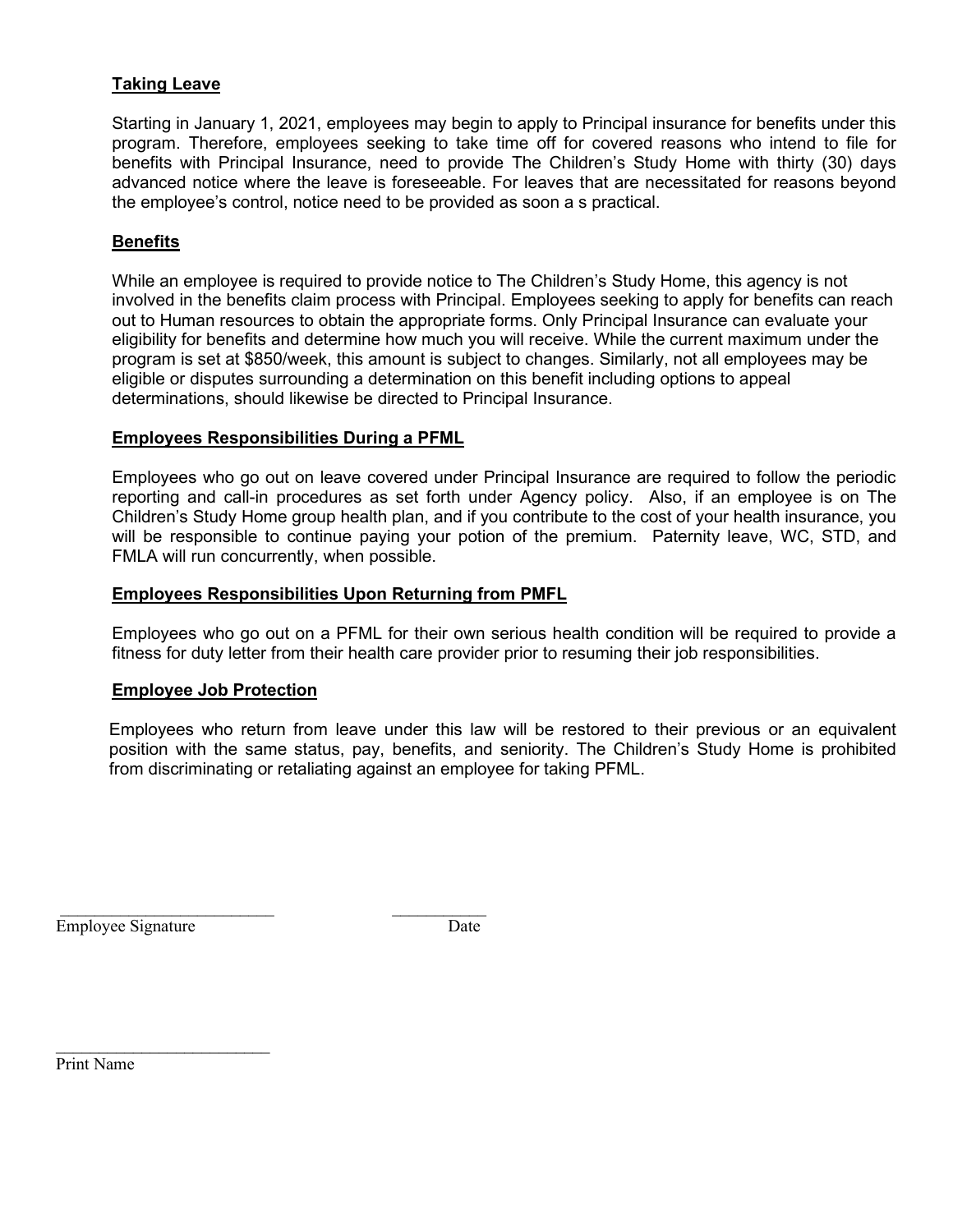**<u>Taking Leave</u>**

Starting in January 1, 2021, employees may begin to apply to Principal insurance for benefits under this program. Therefore, employees seeking to take time off for covered reasons who intend to file for benefits with Principal Insurance, need to provide The Children's Study Home with thirty (30) days advanced notice where the leave is foreseeable. For leaves that are necessitated for reasons beyond the employee's control, notice need to be provided as soon a s practical.

**<u>Benefits</u>**

While an employee is required to provide notice to The Children's Study Home, this agency is not involved in the benefits claim process with Principal. Employees seeking to apply for benefits can reach out to Human resources to obtain the appropriate forms. Only Principal Insurance can evaluate your eligibility for benefits and determine how much you will receive. While the current maximum under the program is set at $850/week, this amount is subject to changes. Similarly, not all employees may be eligible or disputes surrounding a determination on this benefit including options to appeal determinations, should likewise be directed to Principal Insurance.

**<u>Employees Responsibilities During a PFML</u>**

Employees who go out on leave covered under Principal Insurance are required to follow the periodic reporting and call-in procedures as set forth under Agency policy. Also, if an employee is on The Children's Study Home group health plan, and if you contribute to the cost of your health insurance, you will be responsible to continue paying your potion of the premium. Paternity leave, WC, STD, and FMLA will run concurrently, when possible.

**<u>Employees Responsibilities Upon Returning from PMFL</u>**

Employees who go out on a PFML for their own serious health condition will be required to provide a fitness for duty letter from their health care provider prior to resuming their job responsibilities.

**<u>Employee Job Protection</u>**

Employees who return from leave under this law will be restored to their previous or an equivalent position with the same status, pay, benefits, and seniority. The Children's Study Home is prohibited from discriminating or retaliating against an employee for taking PFML.

\_\_\_\_\_\_\_\_\_\_\_\_\_\_\_\_\_\_\_\_\_\_\_\_\_\_ \_\_\_\_\_\_\_\_\_\_\_\_

Employee Signature Date

\_\_\_\_\_\_\_\_\_\_\_\_\_\_\_\_\_\_\_\_\_\_\_\_\_\_

Print Name